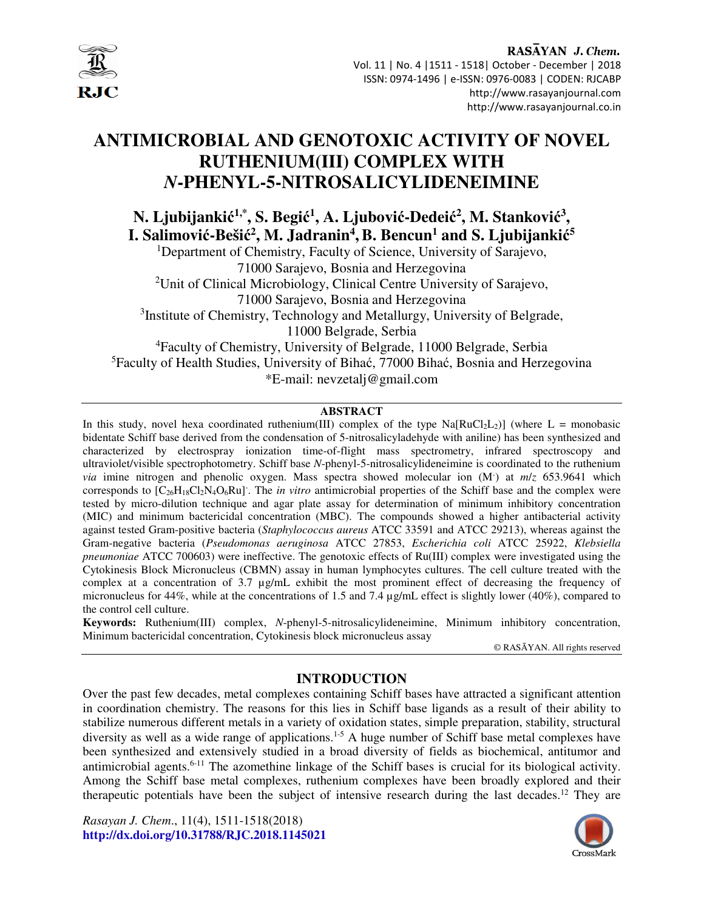# ANTIMICROBIAL AND GENOTOXIC ACTIVITY OF NOVEL RUTHENIUM(III) COMPLEX WITH *N*-PHENYL-5-NITROSALICYLIDENEIMINE

**N. Ljubijankić[1,*], S. Begić[1], A. Ljubović-Dedeić[2], M. Stanković[3], I. Salimović-Bešić[2], M. Jadranin[4], B. Bencun[1] and S. Ljubijankić[5]**

[1]Department of Chemistry, Faculty of Science, University of Sarajevo, 71000 Sarajevo, Bosnia and Herzegovina

[2]Unit of Clinical Microbiology, Clinical Centre University of Sarajevo, 71000 Sarajevo, Bosnia and Herzegovina

[3]Institute of Chemistry, Technology and Metallurgy, University of Belgrade, 11000 Belgrade, Serbia

[4]Faculty of Chemistry, University of Belgrade, 11000 Belgrade, Serbia

[5]Faculty of Health Studies, University of Bihać, 77000 Bihać, Bosnia and Herzegovina

*E-mail: nevzetalj@gmail.com

## ABSTRACT

In this study, novel hexa coordinated ruthenium(III) complex of the type $Na[RuCl_2L_2)]$ (where L = monobasic bidentate Schiff base derived from the condensation of 5-nitrosalicyladehyde with aniline) has been synthesized and characterized by electrospray ionization time-of-flight mass spectrometry, infrared spectroscopy and ultraviolet/visible spectrophotometry. Schiff base *N*-phenyl-5-nitrosalicylideneimine is coordinated to the ruthenium *via* imine nitrogen and phenolic oxygen. Mass spectra showed molecular ion ($M^-$) at *m/z* 653.9641 which corresponds to $[C_{26}H_{18}Cl_2N_4O_6Ru]^-$. The *in vitro* antimicrobial properties of the Schiff base and the complex were tested by micro-dilution technique and agar plate assay for determination of minimum inhibitory concentration (MIC) and minimum bactericidal concentration (MBC). The compounds showed a higher antibacterial activity against tested Gram-positive bacteria (*Staphylococcus aureus* ATCC 33591 and ATCC 29213), whereas against the Gram-negative bacteria (*Pseudomonas aeruginosa* ATCC 27853, *Escherichia coli* ATCC 25922, *Klebsiella pneumoniae* ATCC 700603) were ineffective. The genotoxic effects of Ru(III) complex were investigated using the Cytokinesis Block Micronucleus (CBMN) assay in human lymphocytes cultures. The cell culture treated with the complex at a concentration of 3.7 µg/mL exhibit the most prominent effect of decreasing the frequency of micronucleus for 44%, while at the concentrations of 1.5 and 7.4 µg/mL effect is slightly lower (40%), compared to the control cell culture.

**Keywords:** Ruthenium(III) complex, *N*-phenyl-5-nitrosalicylideneimine, Minimum inhibitory concentration, Minimum bactericidal concentration, Cytokinesis block micronucleus assay

© RASĀYAN. All rights reserved

## INTRODUCTION

Over the past few decades, metal complexes containing Schiff bases have attracted a significant attention in coordination chemistry. The reasons for this lies in Schiff base ligands as a result of their ability to stabilize numerous different metals in a variety of oxidation states, simple preparation, stability, structural diversity as well as a wide range of applications.[1-5] A huge number of Schiff base metal complexes have been synthesized and extensively studied in a broad diversity of fields as biochemical, antitumor and antimicrobial agents.[6-11] The azomethine linkage of the Schiff bases is crucial for its biological activity. Among the Schiff base metal complexes, ruthenium complexes have been broadly explored and their therapeutic potentials have been the subject of intensive research during the last decades.[12] They are

*Rasayan J. Chem.*, 11(4), 1511-1518(2018)
http://dx.doi.org/10.31788/RJC.2018.1145021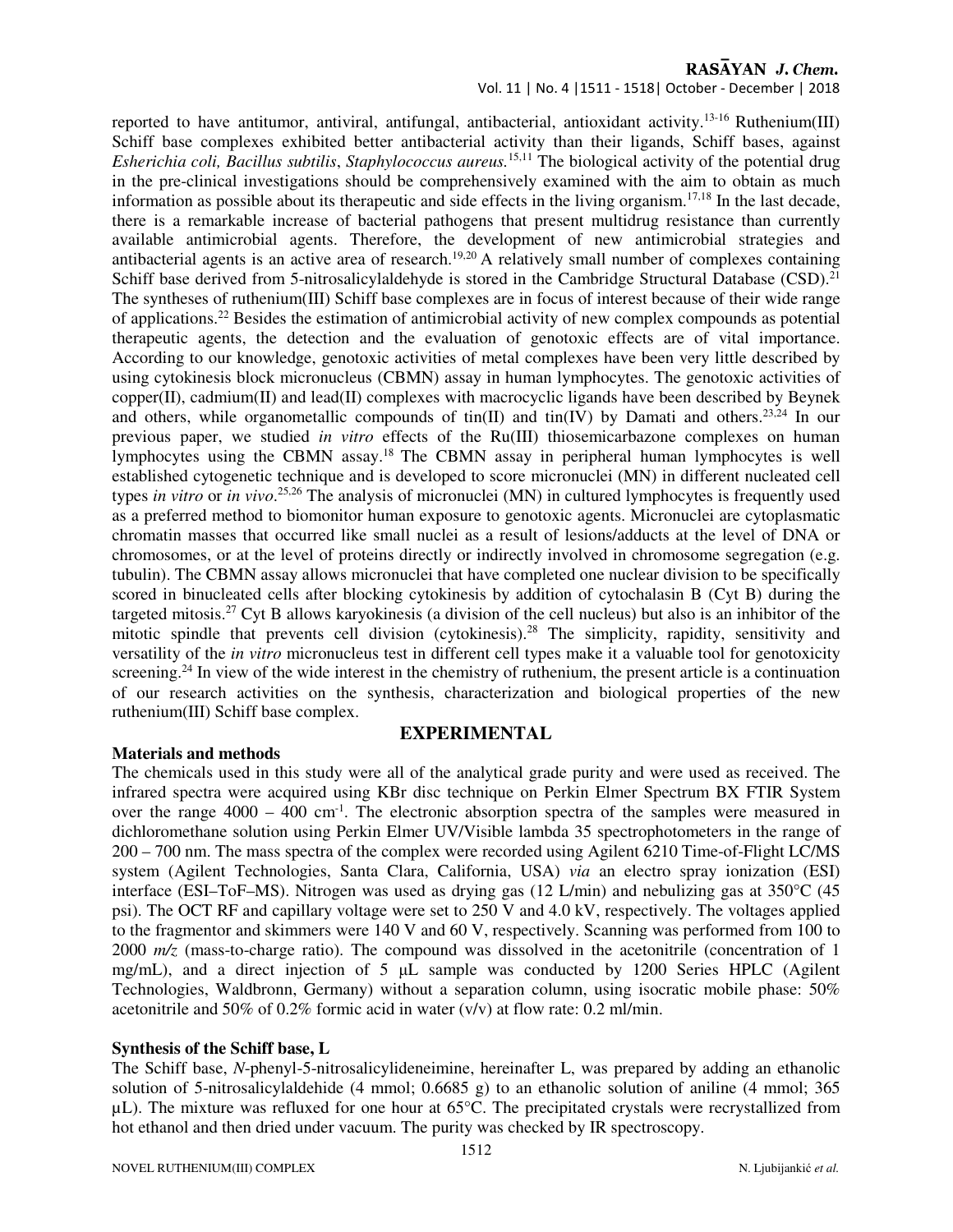reported to have antitumor, antiviral, antifungal, antibacterial, antioxidant activity.[13-16] Ruthenium(III) Schiff base complexes exhibited better antibacterial activity than their ligands, Schiff bases, against *Esherichia coli, Bacillus subtilis*, *Staphylococcus aureus*.[15,11] The biological activity of the potential drug in the pre-clinical investigations should be comprehensively examined with the aim to obtain as much information as possible about its therapeutic and side effects in the living organism.[17,18] In the last decade, there is a remarkable increase of bacterial pathogens that present multidrug resistance than currently available antimicrobial agents. Therefore, the development of new antimicrobial strategies and antibacterial agents is an active area of research.[19,20] A relatively small number of complexes containing Schiff base derived from 5-nitrosalicylaldehyde is stored in the Cambridge Structural Database (CSD).[21] The syntheses of ruthenium(III) Schiff base complexes are in focus of interest because of their wide range of applications.[22] Besides the estimation of antimicrobial activity of new complex compounds as potential therapeutic agents, the detection and the evaluation of genotoxic effects are of vital importance. According to our knowledge, genotoxic activities of metal complexes have been very little described by using cytokinesis block micronucleus (CBMN) assay in human lymphocytes. The genotoxic activities of copper(II), cadmium(II) and lead(II) complexes with macrocyclic ligands have been described by Beynek and others, while organometallic compounds of tin(II) and tin(IV) by Damati and others.[23,24] In our previous paper, we studied *in vitro* effects of the Ru(III) thiosemicarbazone complexes on human lymphocytes using the CBMN assay.[18] The CBMN assay in peripheral human lymphocytes is well established cytogenetic technique and is developed to score micronuclei (MN) in different nucleated cell types *in vitro* or *in vivo*.[25,26] The analysis of micronuclei (MN) in cultured lymphocytes is frequently used as a preferred method to biomonitor human exposure to genotoxic agents. Micronuclei are cytoplasmatic chromatin masses that occurred like small nuclei as a result of lesions/adducts at the level of DNA or chromosomes, or at the level of proteins directly or indirectly involved in chromosome segregation (e.g. tubulin). The CBMN assay allows micronuclei that have completed one nuclear division to be specifically scored in binucleated cells after blocking cytokinesis by addition of cytochalasin B (Cyt B) during the targeted mitosis.[27] Cyt B allows karyokinesis (a division of the cell nucleus) but also is an inhibitor of the mitotic spindle that prevents cell division (cytokinesis).[28] The simplicity, rapidity, sensitivity and versatility of the *in vitro* micronucleus test in different cell types make it a valuable tool for genotoxicity screening.[24] In view of the wide interest in the chemistry of ruthenium, the present article is a continuation of our research activities on the synthesis, characterization and biological properties of the new ruthenium(III) Schiff base complex.

## EXPERIMENTAL

### Materials and methods

The chemicals used in this study were all of the analytical grade purity and were used as received. The infrared spectra were acquired using KBr disc technique on Perkin Elmer Spectrum BX FTIR System over the range 4000 – 400 $cm^{-1}$. The electronic absorption spectra of the samples were measured in dichloromethane solution using Perkin Elmer UV/Visible lambda 35 spectrophotometers in the range of 200 – 700 nm. The mass spectra of the complex were recorded using Agilent 6210 Time-of-Flight LC/MS system (Agilent Technologies, Santa Clara, California, USA) *via* an electro spray ionization (ESI) interface (ESI–ToF–MS). Nitrogen was used as drying gas (12 L/min) and nebulizing gas at 350°C (45 psi). The OCT RF and capillary voltage were set to 250 V and 4.0 kV, respectively. The voltages applied to the fragmentor and skimmers were 140 V and 60 V, respectively. Scanning was performed from 100 to 2000 *m/z* (mass-to-charge ratio). The compound was dissolved in the acetonitrile (concentration of 1 mg/mL), and a direct injection of 5 μL sample was conducted by 1200 Series HPLC (Agilent Technologies, Waldbronn, Germany) without a separation column, using isocratic mobile phase: 50% acetonitrile and 50% of 0.2% formic acid in water (v/v) at flow rate: 0.2 ml/min.

### Synthesis of the Schiff base, L

The Schiff base, *N*-phenyl-5-nitrosalicylideneimine, hereinafter L, was prepared by adding an ethanolic solution of 5-nitrosalicylaldehide (4 mmol; 0.6685 g) to an ethanolic solution of aniline (4 mmol; 365 μL). The mixture was refluxed for one hour at 65°C. The precipitated crystals were recrystallized from hot ethanol and then dried under vacuum. The purity was checked by IR spectroscopy.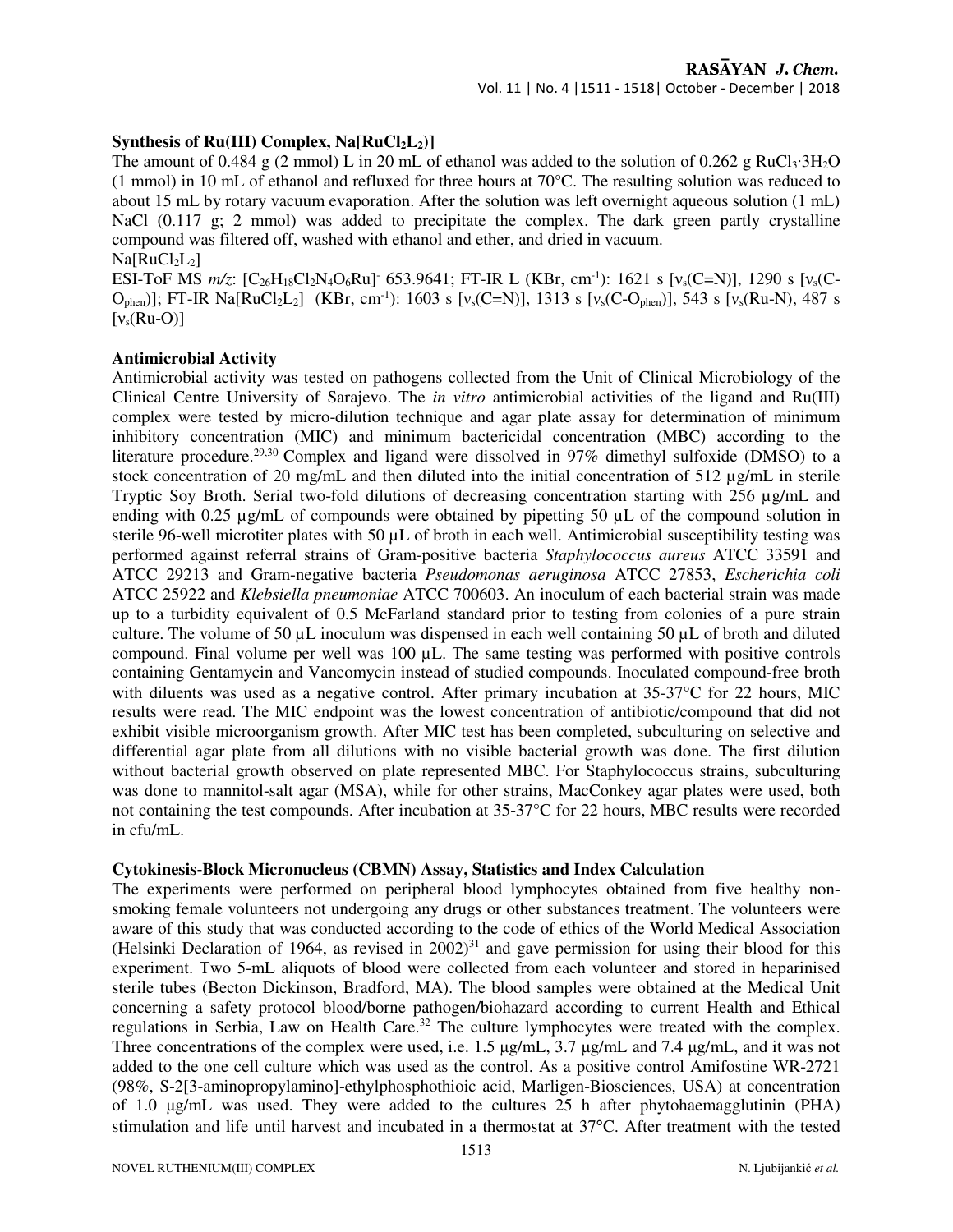**Synthesis of Ru(III) Complex, Na[RuCl$_2$L$_2$)]**

The amount of 0.484 g (2 mmol) L in 20 mL of ethanol was added to the solution of 0.262 g $RuCl_3 \cdot 3H_2O$ (1 mmol) in 10 mL of ethanol and refluxed for three hours at 70°C. The resulting solution was reduced to about 15 mL by rotary vacuum evaporation. After the solution was left overnight aqueous solution (1 mL) NaCl (0.117 g; 2 mmol) was added to precipitate the complex. The dark green partly crystalline compound was filtered off, washed with ethanol and ether, and dried in vacuum.

Na[RuCl$_2$L$_2$]

ESI-ToF MS *m/z*: $[C_{26}H_{18}Cl_2N_4O_6Ru]^-$ 653.9641; FT-IR L (KBr, cm$^{-1}$): 1621 s [$\nu_s$(C=N)], 1290 s [$\nu_s$(C-O$_{phen}$)]; FT-IR Na[RuCl$_2$L$_2$] (KBr, cm$^{-1}$): 1603 s [$\nu_s$(C=N)], 1313 s [$\nu_s$(C-O$_{phen}$)], 543 s [$\nu_s$(Ru-N), 487 s [$\nu_s$(Ru-O)]

**Antimicrobial Activity**

Antimicrobial activity was tested on pathogens collected from the Unit of Clinical Microbiology of the Clinical Centre University of Sarajevo. The *in vitro* antimicrobial activities of the ligand and Ru(III) complex were tested by micro-dilution technique and agar plate assay for determination of minimum inhibitory concentration (MIC) and minimum bactericidal concentration (MBC) according to the literature procedure.[29,30] Complex and ligand were dissolved in 97% dimethyl sulfoxide (DMSO) to a stock concentration of 20 mg/mL and then diluted into the initial concentration of 512 µg/mL in sterile Tryptic Soy Broth. Serial two-fold dilutions of decreasing concentration starting with 256 µg/mL and ending with 0.25 µg/mL of compounds were obtained by pipetting 50 µL of the compound solution in sterile 96-well microtiter plates with 50 µL of broth in each well. Antimicrobial susceptibility testing was performed against referral strains of Gram-positive bacteria *Staphylococcus aureus* ATCC 33591 and ATCC 29213 and Gram-negative bacteria *Pseudomonas aeruginosa* ATCC 27853, *Escherichia coli* ATCC 25922 and *Klebsiella pneumoniae* ATCC 700603. An inoculum of each bacterial strain was made up to a turbidity equivalent of 0.5 McFarland standard prior to testing from colonies of a pure strain culture. The volume of 50 µL inoculum was dispensed in each well containing 50 µL of broth and diluted compound. Final volume per well was 100 µL. The same testing was performed with positive controls containing Gentamycin and Vancomycin instead of studied compounds. Inoculated compound-free broth with diluents was used as a negative control. After primary incubation at 35-37°C for 22 hours, MIC results were read. The MIC endpoint was the lowest concentration of antibiotic/compound that did not exhibit visible microorganism growth. After MIC test has been completed, subculturing on selective and differential agar plate from all dilutions with no visible bacterial growth was done. The first dilution without bacterial growth observed on plate represented MBC. For Staphylococcus strains, subculturing was done to mannitol-salt agar (MSA), while for other strains, MacConkey agar plates were used, both not containing the test compounds. After incubation at 35-37°C for 22 hours, MBC results were recorded in cfu/mL.

**Cytokinesis-Block Micronucleus (CBMN) Assay, Statistics and Index Calculation**

The experiments were performed on peripheral blood lymphocytes obtained from five healthy non-smoking female volunteers not undergoing any drugs or other substances treatment. The volunteers were aware of this study that was conducted according to the code of ethics of the World Medical Association (Helsinki Declaration of 1964, as revised in 2002)[31] and gave permission for using their blood for this experiment. Two 5-mL aliquots of blood were collected from each volunteer and stored in heparinised sterile tubes (Becton Dickinson, Bradford, MA). The blood samples were obtained at the Medical Unit concerning a safety protocol blood/borne pathogen/biohazard according to current Health and Ethical regulations in Serbia, Law on Health Care.[32] The culture lymphocytes were treated with the complex. Three concentrations of the complex were used, i.e. 1.5 µg/mL, 3.7 µg/mL and 7.4 µg/mL, and it was not added to the one cell culture which was used as the control. As a positive control Amifostine WR-2721 (98%, S-2[3-aminopropylamino]-ethylphosphothioic acid, Marligen-Biosciences, USA) at concentration of 1.0 µg/mL was used. They were added to the cultures 25 h after phytohaemagglutinin (PHA) stimulation and life until harvest and incubated in a thermostat at 37°C. After treatment with the tested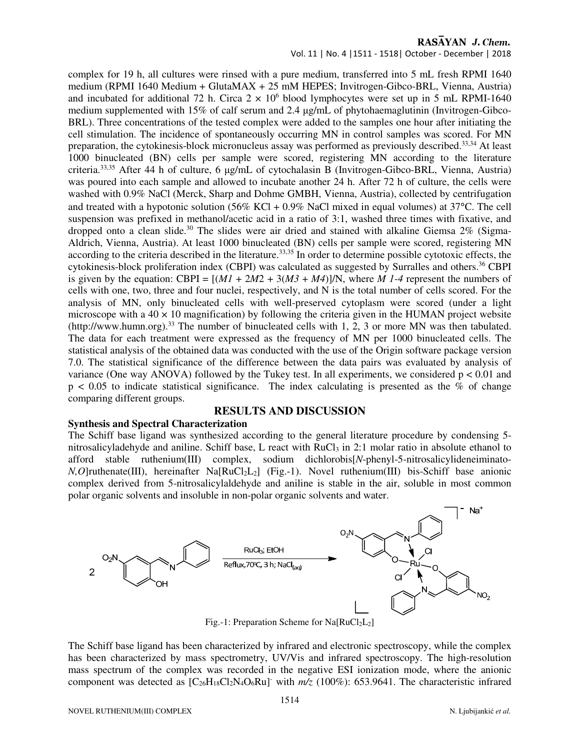complex for 19 h, all cultures were rinsed with a pure medium, transferred into 5 mL fresh RPMI 1640 medium (RPMI 1640 Medium + GlutaMAX + 25 mM HEPES; Invitrogen-Gibco-BRL, Vienna, Austria) and incubated for additional 72 h. Circa $2 \times 10^6$ blood lymphocytes were set up in 5 mL RPMI-1640 medium supplemented with 15% of calf serum and 2.4 μg/mL of phytohaemaglutinin (Invitrogen-Gibco-BRL). Three concentrations of the tested complex were added to the samples one hour after initiating the cell stimulation. The incidence of spontaneously occurring MN in control samples was scored. For MN preparation, the cytokinesis-block micronucleus assay was performed as previously described.[33,34] At least 1000 binucleated (BN) cells per sample were scored, registering MN according to the literature criteria.[33,35] After 44 h of culture, 6 μg/mL of cytochalasin B (Invitrogen-Gibco-BRL, Vienna, Austria) was poured into each sample and allowed to incubate another 24 h. After 72 h of culture, the cells were washed with 0.9% NaCl (Merck, Sharp and Dohme GMBH, Vienna, Austria), collected by centrifugation and treated with a hypotonic solution (56% KCl + 0.9% NaCl mixed in equal volumes) at 37°C. The cell suspension was prefixed in methanol/acetic acid in a ratio of 3:1, washed three times with fixative, and dropped onto a clean slide.[30] The slides were air dried and stained with alkaline Giemsa 2% (Sigma-Aldrich, Vienna, Austria). At least 1000 binucleated (BN) cells per sample were scored, registering MN according to the criteria described in the literature.[33,35] In order to determine possible cytotoxic effects, the cytokinesis-block proliferation index (CBPI) was calculated as suggested by Surralles and others.[36] CBPI is given by the equation: $CBPI = [(M1 + 2M2 + 3(M3 + M4)]/N$, where *M 1-4* represent the numbers of cells with one, two, three and four nuclei, respectively, and N is the total number of cells scored. For the analysis of MN, only binucleated cells with well-preserved cytoplasm were scored (under a light microscope with a $40 \times 10$ magnification) by following the criteria given in the HUMAN project website (http://www.humn.org).[33] The number of binucleated cells with 1, 2, 3 or more MN was then tabulated. The data for each treatment were expressed as the frequency of MN per 1000 binucleated cells. The statistical analysis of the obtained data was conducted with the use of the Origin software package version 7.0. The statistical significance of the difference between the data pairs was evaluated by analysis of variance (One way ANOVA) followed by the Tukey test. In all experiments, we considered $p < 0.01$ and $p < 0.05$ to indicate statistical significance. The index calculating is presented as the % of change comparing different groups.

## RESULTS AND DISCUSSION

### Synthesis and Spectral Characterization

The Schiff base ligand was synthesized according to the general literature procedure by condensing 5-nitrosalicyladehyde and aniline. Schiff base, L react with $RuCl_3$ in 2:1 molar ratio in absolute ethanol to afford stable ruthenium(III) complex, sodium dichlorobis[*N*-phenyl-5-nitrosalicylideneiminato-*N,O*]ruthenate(III), hereinafter $Na[RuCl_2L_2]$ (Fig.-1). Novel ruthenium(III) bis-Schiff base anionic complex derived from 5-nitrosalicylaldehyde and aniline is stable in the air, soluble in most common polar organic solvents and insoluble in non-polar organic solvents and water.

2
$RuCl_3$; EtOH
Reflux,70°C, 3 h; $NaCl_{(aq)}$
$Na^+$

Fig.-1: Preparation Scheme for $Na[RuCl_2L_2]$

The Schiff base ligand has been characterized by infrared and electronic spectroscopy, while the complex has been characterized by mass spectrometry, UV/Vis and infrared spectroscopy. The high-resolution mass spectrum of the complex was recorded in the negative ESI ionization mode, where the anionic component was detected as $[C_{26}H_{18}Cl_2N_4O_6Ru]^-$ with *m/z* (100%): 653.9641. The characteristic infrared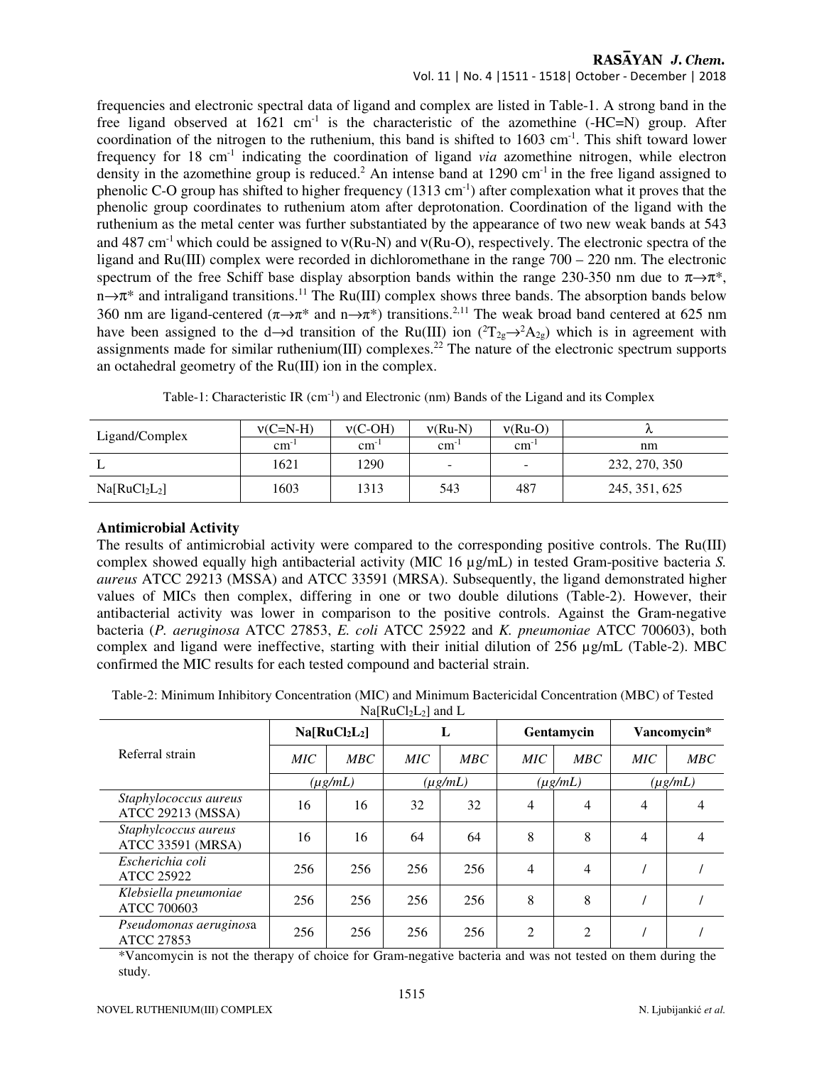frequencies and electronic spectral data of ligand and complex are listed in Table-1. A strong band in the free ligand observed at 1621 $cm^{-1}$ is the characteristic of the azomethine (-HC=N) group. After coordination of the nitrogen to the ruthenium, this band is shifted to 1603 $cm^{-1}$. This shift toward lower frequency for 18 $cm^{-1}$ indicating the coordination of ligand *via* azomethine nitrogen, while electron density in the azomethine group is reduced.[2] An intense band at 1290 $cm^{-1}$ in the free ligand assigned to phenolic C-O group has shifted to higher frequency (1313 $cm^{-1}$) after complexation what it proves that the phenolic group coordinates to ruthenium atom after deprotonation. Coordination of the ligand with the ruthenium as the metal center was further substantiated by the appearance of two new weak bands at 543 and 487 $cm^{-1}$ which could be assigned to ν(Ru-N) and ν(Ru-O), respectively. The electronic spectra of the ligand and Ru(III) complex were recorded in dichloromethane in the range 700 – 220 nm. The electronic spectrum of the free Schiff base display absorption bands within the range 230-350 nm due to $\pi\rightarrow\pi^*$, $n\rightarrow\pi^*$ and intraligand transitions.[11] The Ru(III) complex shows three bands. The absorption bands below 360 nm are ligand-centered ($\pi\rightarrow\pi^*$ and $n\rightarrow\pi^*$) transitions.[2,11] The weak broad band centered at 625 nm have been assigned to the d→d transition of the Ru(III) ion ($^2T_{2g}\rightarrow^2A_{2g}$) which is in agreement with assignments made for similar ruthenium(III) complexes.[22] The nature of the electronic spectrum supports an octahedral geometry of the Ru(III) ion in the complex.

Table-1: Characteristic IR ($cm^{-1}$) and Electronic (nm) Bands of the Ligand and its Complex

| Ligand/Complex | ν(C=N-H) | ν(C-OH) | ν(Ru-N) | ν(Ru-O) | λ |
|---|---|---|---|---|---|
| | $cm^{-1}$ | $cm^{-1}$ | $cm^{-1}$ | $cm^{-1}$ | nm |
| L | 1621 | 1290 | - | - | 232, 270, 350 |
| $Na[RuCl_2L_2]$ | 1603 | 1313 | 543 | 487 | 245, 351, 625 |

### Antimicrobial Activity

The results of antimicrobial activity were compared to the corresponding positive controls. The Ru(III) complex showed equally high antibacterial activity (MIC 16 µg/mL) in tested Gram-positive bacteria *S. aureus* ATCC 29213 (MSSA) and ATCC 33591 (MRSA). Subsequently, the ligand demonstrated higher values of MICs then complex, differing in one or two double dilutions (Table-2). However, their antibacterial activity was lower in comparison to the positive controls. Against the Gram-negative bacteria (*P. aeruginosa* ATCC 27853, *E. coli* ATCC 25922 and *K. pneumoniae* ATCC 700603), both complex and ligand were ineffective, starting with their initial dilution of 256 µg/mL (Table-2). MBC confirmed the MIC results for each tested compound and bacterial strain.

Table-2: Minimum Inhibitory Concentration (MIC) and Minimum Bactericidal Concentration (MBC) of Tested $Na[RuCl_2L_2]$ and L

| Referral strain | $Na[RuCl_2L_2]$ | | L | | Gentamycin | | Vancomycin* | |
|---|---|---|---|---|---|---|---|---|
| | *MIC* | *MBC* | *MIC* | *MBC* | *MIC* | *MBC* | *MIC* | *MBC* |
| | *(µg/mL)* | | *(µg/mL)* | | *(µg/mL)* | | *(µg/mL)* | |
| *Staphylococcus aureus* ATCC 29213 (MSSA) | 16 | 16 | 32 | 32 | 4 | 4 | 4 | 4 |
| *Staphylcoccus aureus* ATCC 33591 (MRSA) | 16 | 16 | 64 | 64 | 8 | 8 | 4 | 4 |
| *Escherichia coli* ATCC 25922 | 256 | 256 | 256 | 256 | 4 | 4 | / | / |
| *Klebsiella pneumoniae* ATCC 700603 | 256 | 256 | 256 | 256 | 8 | 8 | / | / |
| *Pseudomonas aeruginosa* ATCC 27853 | 256 | 256 | 256 | 256 | 2 | 2 | / | / |

*Vancomycin is not the therapy of choice for Gram-negative bacteria and was not tested on them during the study.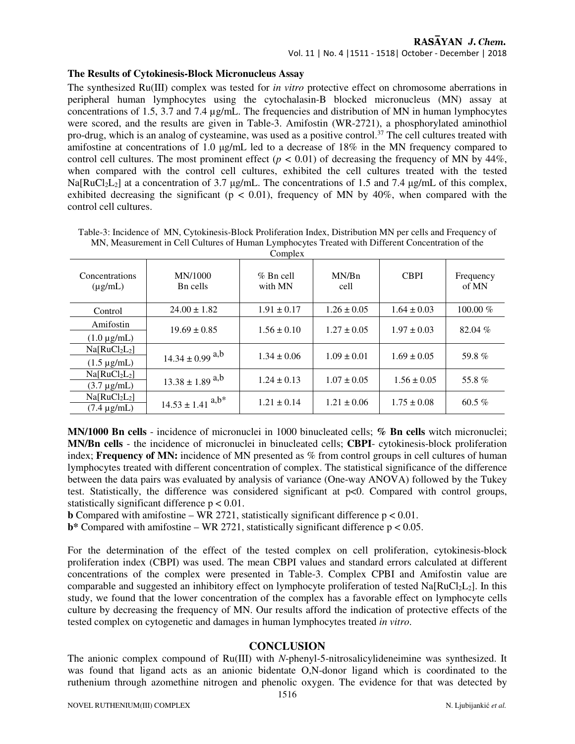### The Results of Cytokinesis-Block Micronucleus Assay

The synthesized Ru(III) complex was tested for *in vitro* protective effect on chromosome aberrations in peripheral human lymphocytes using the cytochalasin-B blocked micronucleus (MN) assay at concentrations of 1.5, 3.7 and 7.4 µg/mL. The frequencies and distribution of MN in human lymphocytes were scored, and the results are given in Table-3. Amifostin (WR-2721), a phosphorylated aminothiol pro-drug, which is an analog of cysteamine, was used as a positive control.[37] The cell cultures treated with amifostine at concentrations of 1.0 µg/mL led to a decrease of 18% in the MN frequency compared to control cell cultures. The most prominent effect ($p < 0.01$) of decreasing the frequency of MN by 44%, when compared with the control cell cultures, exhibited the cell cultures treated with the tested $Na[RuCl_2L_2]$ at a concentration of 3.7 µg/mL. The concentrations of 1.5 and 7.4 µg/mL of this complex, exhibited decreasing the significant ($p < 0.01$), frequency of MN by 40%, when compared with the control cell cultures.

Table-3: Incidence of MN, Cytokinesis-Block Proliferation Index, Distribution MN per cells and Frequency of MN, Measurement in Cell Cultures of Human Lymphocytes Treated with Different Concentration of the Complex

| Concentrations (µg/mL) | MN/1000 Bn cells | % Bn cell with MN | MN/Bn cell | CBPI | Frequency of MN |
|---|---|---|---|---|---|
| Control | 24.00 ± 1.82 | 1.91 ± 0.17 | 1.26 ± 0.05 | 1.64 ± 0.03 | 100.00 % |
| Amifostin (1.0 µg/mL) | 19.69 ± 0.85 | 1.56 ± 0.10 | 1.27 ± 0.05 | 1.97 ± 0.03 | 82.04 % |
| $Na[RuCl_2L_2]$ (1.5 µg/mL) | 14.34 ± 0.99 $^{a,b}$ | 1.34 ± 0.06 | 1.09 ± 0.01 | 1.69 ± 0.05 | 59.8 % |
| $Na[RuCl_2L_2]$ (3.7 µg/mL) | 13.38 ± 1.89 $^{a,b}$ | 1.24 ± 0.13 | 1.07 ± 0.05 | 1.56 ± 0.05 | 55.8 % |
| $Na[RuCl_2L_2]$ (7.4 µg/mL) | 14.53 ± 1.41 $^{a,b*}$ | 1.21 ± 0.14 | 1.21 ± 0.06 | 1.75 ± 0.08 | 60.5 % |

**MN/1000 Bn cells** - incidence of micronuclei in 1000 binucleated cells; **% Bn cells** witch micronuclei; **MN/Bn cells** - the incidence of micronuclei in binucleated cells; **CBPI**- cytokinesis-block proliferation index; **Frequency of MN:** incidence of MN presented as % from control groups in cell cultures of human lymphocytes treated with different concentration of complex. The statistical significance of the difference between the data pairs was evaluated by analysis of variance (One-way ANOVA) followed by the Tukey test. Statistically, the difference was considered significant at p<0. Compared with control groups, statistically significant difference $p < 0.01$.

**b** Compared with amifostine – WR 2721, statistically significant difference $p < 0.01$.

**b\*** Compared with amifostine – WR 2721, statistically significant difference $p < 0.05$.

For the determination of the effect of the tested complex on cell proliferation, cytokinesis-block proliferation index (CBPI) was used. The mean CBPI values and standard errors calculated at different concentrations of the complex were presented in Table-3. Complex CPBI and Amifostin value are comparable and suggested an inhibitory effect on lymphocyte proliferation of tested $Na[RuCl_2L_2]$. In this study, we found that the lower concentration of the complex has a favorable effect on lymphocyte cells culture by decreasing the frequency of MN. Our results afford the indication of protective effects of the tested complex on cytogenetic and damages in human lymphocytes treated *in vitro*.

## CONCLUSION

The anionic complex compound of Ru(III) with *N*-phenyl-5-nitrosalicylideneimine was synthesized. It was found that ligand acts as an anionic bidentate O,N-donor ligand which is coordinated to the ruthenium through azomethine nitrogen and phenolic oxygen. The evidence for that was detected by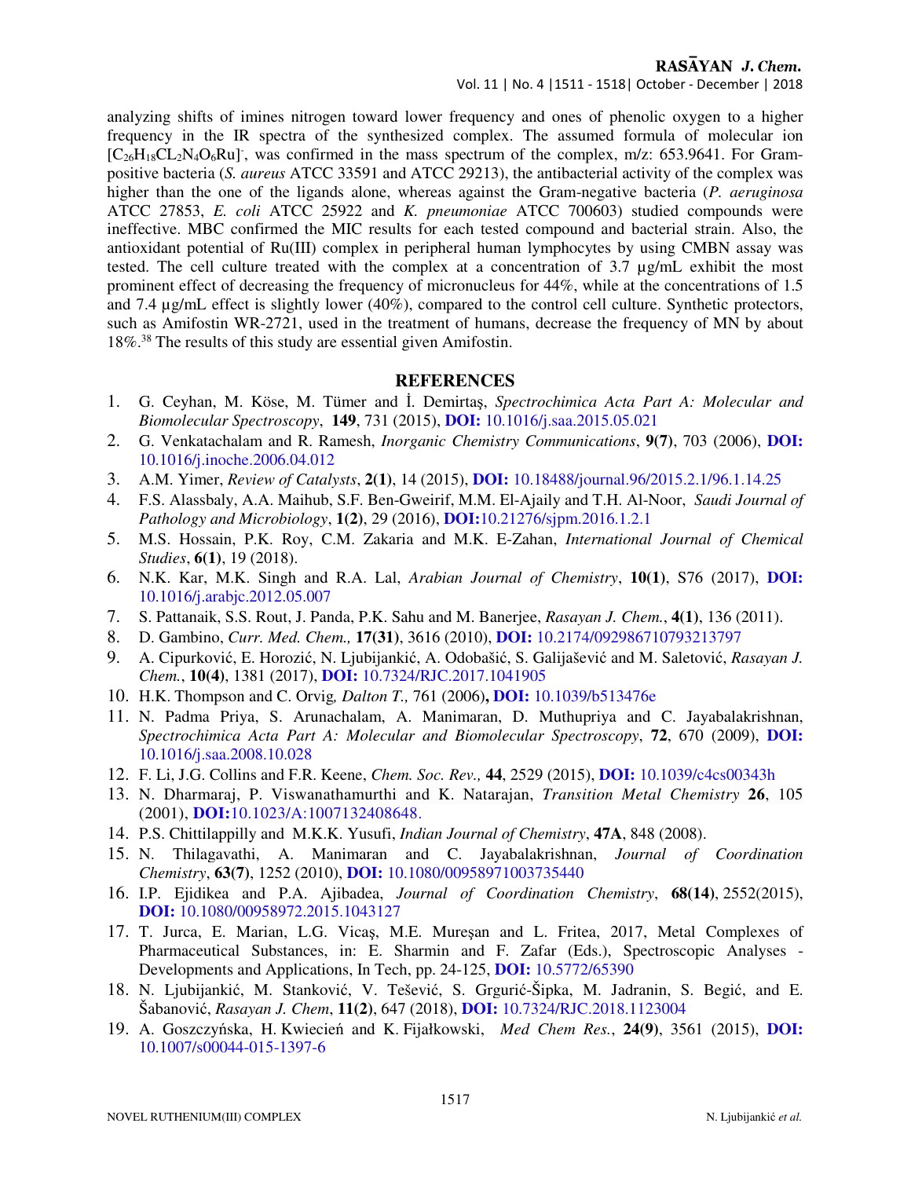analyzing shifts of imines nitrogen toward lower frequency and ones of phenolic oxygen to a higher frequency in the IR spectra of the synthesized complex. The assumed formula of molecular ion $[C_{26}H_{18}CL_2N_4O_6Ru]^-$, was confirmed in the mass spectrum of the complex, m/z: 653.9641. For Gram-positive bacteria (*S. aureus* ATCC 33591 and ATCC 29213), the antibacterial activity of the complex was higher than the one of the ligands alone, whereas against the Gram-negative bacteria (*P. aeruginosa* ATCC 27853, *E. coli* ATCC 25922 and *K. pneumoniae* ATCC 700603) studied compounds were ineffective. MBC confirmed the MIC results for each tested compound and bacterial strain. Also, the antioxidant potential of Ru(III) complex in peripheral human lymphocytes by using CMBN assay was tested. The cell culture treated with the complex at a concentration of 3.7 µg/mL exhibit the most prominent effect of decreasing the frequency of micronucleus for 44%, while at the concentrations of 1.5 and 7.4 µg/mL effect is slightly lower (40%), compared to the control cell culture. Synthetic protectors, such as Amifostin WR-2721, used in the treatment of humans, decrease the frequency of MN by about 18%.[38] The results of this study are essential given Amifostin.

## REFERENCES

1. G. Ceyhan, M. Köse, M. Tümer and İ. Demirtaş, *Spectrochimica Acta Part A: Molecular and Biomolecular Spectroscopy*, **149**, 731 (2015), **DOI:** 10.1016/j.saa.2015.05.021
2. G. Venkatachalam and R. Ramesh, *Inorganic Chemistry Communications*, **9(7)**, 703 (2006), **DOI:** 10.1016/j.inoche.2006.04.012
3. A.M. Yimer, *Review of Catalysts*, **2(1)**, 14 (2015), **DOI:** 10.18488/journal.96/2015.2.1/96.1.14.25
4. F.S. Alassbaly, A.A. Maihub, S.F. Ben-Gweirif, M.M. El-Ajaily and T.H. Al-Noor, *Saudi Journal of Pathology and Microbiology*, **1(2)**, 29 (2016), **DOI:**10.21276/sjpm.2016.1.2.1
5. M.S. Hossain, P.K. Roy, C.M. Zakaria and M.K. E-Zahan, *International Journal of Chemical Studies*, **6(1)**, 19 (2018).
6. N.K. Kar, M.K. Singh and R.A. Lal, *Arabian Journal of Chemistry*, **10(1)**, S76 (2017), **DOI:** 10.1016/j.arabjc.2012.05.007
7. S. Pattanaik, S.S. Rout, J. Panda, P.K. Sahu and M. Banerjee, *Rasayan J. Chem.*, **4(1)**, 136 (2011).
8. D. Gambino, *Curr. Med. Chem.,* **17(31)**, 3616 (2010), **DOI:** 10.2174/092986710793213797
9. A. Cipurković, E. Horozić, N. Ljubijankić, A. Odobašić, S. Galijašević and M. Saletović, *Rasayan J. Chem.*, **10(4)**, 1381 (2017), **DOI:** 10.7324/RJC.2017.1041905
10. H.K. Thompson and C. Orvig, *Dalton T.,* 761 (2006)**, DOI:** 10.1039/b513476e
11. N. Padma Priya, S. Arunachalam, A. Manimaran, D. Muthupriya and C. Jayabalakrishnan, *Spectrochimica Acta Part A: Molecular and Biomolecular Spectroscopy*, **72**, 670 (2009), **DOI:** 10.1016/j.saa.2008.10.028
12. F. Li, J.G. Collins and F.R. Keene, *Chem. Soc. Rev.,* **44**, 2529 (2015), **DOI:** 10.1039/c4cs00343h
13. N. Dharmaraj, P. Viswanathamurthi and K. Natarajan, *Transition Metal Chemistry* **26**, 105 (2001), **DOI:**10.1023/A:1007132408648.
14. P.S. Chittilappilly and M.K.K. Yusufi, *Indian Journal of Chemistry*, **47A**, 848 (2008).
15. N. Thilagavathi, A. Manimaran and C. Jayabalakrishnan, *Journal of Coordination Chemistry*, **63(7)**, 1252 (2010), **DOI:** 10.1080/00958971003735440
16. I.P. Ejidikea and P.A. Ajibadea, *Journal of Coordination Chemistry*, **68(14)**, 2552(2015), **DOI:** 10.1080/00958972.2015.1043127
17. T. Jurca, E. Marian, L.G. Vicaş, M.E. Mureşan and L. Fritea, 2017, Metal Complexes of Pharmaceutical Substances, in: E. Sharmin and F. Zafar (Eds.), Spectroscopic Analyses - Developments and Applications, In Tech, pp. 24-125, **DOI:** 10.5772/65390
18. N. Ljubijankić, M. Stanković, V. Tešević, S. Grgurić-Šipka, M. Jadranin, S. Begić, and E. Šabanović, *Rasayan J. Chem*, **11(2)**, 647 (2018), **DOI:** 10.7324/RJC.2018.1123004
19. A. Goszczyńska, H. Kwiecień and K. Fijałkowski, *Med Chem Res.*, **24(9)**, 3561 (2015), **DOI:** 10.1007/s00044-015-1397-6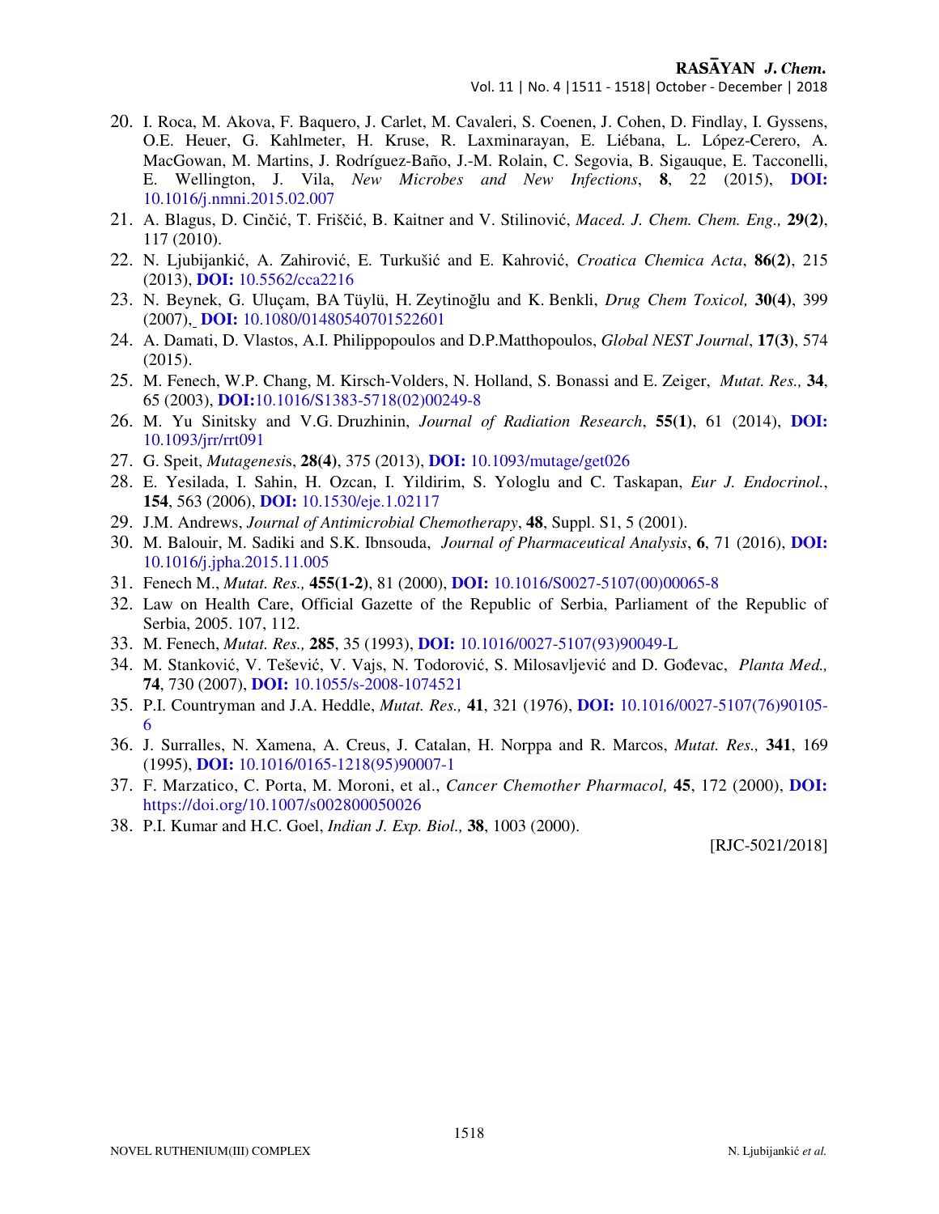20. I. Roca, M. Akova, F. Baquero, J. Carlet, M. Cavaleri, S. Coenen, J. Cohen, D. Findlay, I. Gyssens, O.E. Heuer, G. Kahlmeter, H. Kruse, R. Laxminarayan, E. Liébana, L. López-Cerero, A. MacGowan, M. Martins, J. Rodríguez-Baño, J.-M. Rolain, C. Segovia, B. Sigauque, E. Tacconelli, E. Wellington, J. Vila, *New Microbes and New Infections*, **8**, 22 (2015), **DOI:** 10.1016/j.nmni.2015.02.007
21. A. Blagus, D. Cinčić, T. Friščić, B. Kaitner and V. Stilinović, *Maced. J. Chem. Chem. Eng.,* **29(2)**, 117 (2010).
22. N. Ljubijankić, A. Zahirović, E. Turkušić and E. Kahrović, *Croatica Chemica Acta*, **86(2)**, 215 (2013), **DOI:** 10.5562/cca2216
23. N. Beynek, G. Uluçam, BA Tüylü, H. Zeytinoğlu and K. Benkli, *Drug Chem Toxicol,* **30(4)**, 399 (2007), **DOI:** 10.1080/01480540701522601
24. A. Damati, D. Vlastos, A.I. Philippopoulos and D.P.Matthopoulos, *Global NEST Journal*, **17(3)**, 574 (2015).
25. M. Fenech, W.P. Chang, M. Kirsch-Volders, N. Holland, S. Bonassi and E. Zeiger, *Mutat. Res.,* **34**, 65 (2003), **DOI:**10.1016/S1383-5718(02)00249-8
26. M. Yu Sinitsky and V.G. Druzhinin, *Journal of Radiation Research*, **55(1)**, 61 (2014), **DOI:** 10.1093/jrr/rrt091
27. G. Speit, *Mutagenesis*, **28(4)**, 375 (2013), **DOI:** 10.1093/mutage/get026
28. E. Yesilada, I. Sahin, H. Ozcan, I. Yildirim, S. Yologlu and C. Taskapan, *Eur J. Endocrinol.*, **154**, 563 (2006), **DOI:** 10.1530/eje.1.02117
29. J.M. Andrews, *Journal of Antimicrobial Chemotherapy*, **48**, Suppl. S1, 5 (2001).
30. M. Balouir, M. Sadiki and S.K. Ibnsouda, *Journal of Pharmaceutical Analysis*, **6**, 71 (2016), **DOI:** 10.1016/j.jpha.2015.11.005
31. Fenech M., *Mutat. Res.,* **455(1-2)**, 81 (2000), **DOI:** 10.1016/S0027-5107(00)00065-8
32. Law on Health Care, Official Gazette of the Republic of Serbia, Parliament of the Republic of Serbia, 2005. 107, 112.
33. M. Fenech, *Mutat. Res.,* **285**, 35 (1993), **DOI:** 10.1016/0027-5107(93)90049-L
34. M. Stanković, V. Tešević, V. Vajs, N. Todorović, S. Milosavljević and D. Gođevac, *Planta Med.,* **74**, 730 (2007), **DOI:** 10.1055/s-2008-1074521
35. P.I. Countryman and J.A. Heddle, *Mutat. Res.,* **41**, 321 (1976), **DOI:** 10.1016/0027-5107(76)90105-6
36. J. Surralles, N. Xamena, A. Creus, J. Catalan, H. Norppa and R. Marcos, *Mutat. Res.,* **341**, 169 (1995), **DOI:** 10.1016/0165-1218(95)90007-1
37. F. Marzatico, C. Porta, M. Moroni, et al., *Cancer Chemother Pharmacol,* **45**, 172 (2000), **DOI:** https://doi.org/10.1007/s002800050026
38. P.I. Kumar and H.C. Goel, *Indian J. Exp. Biol.,* **38**, 1003 (2000).

[RJC-5021/2018]